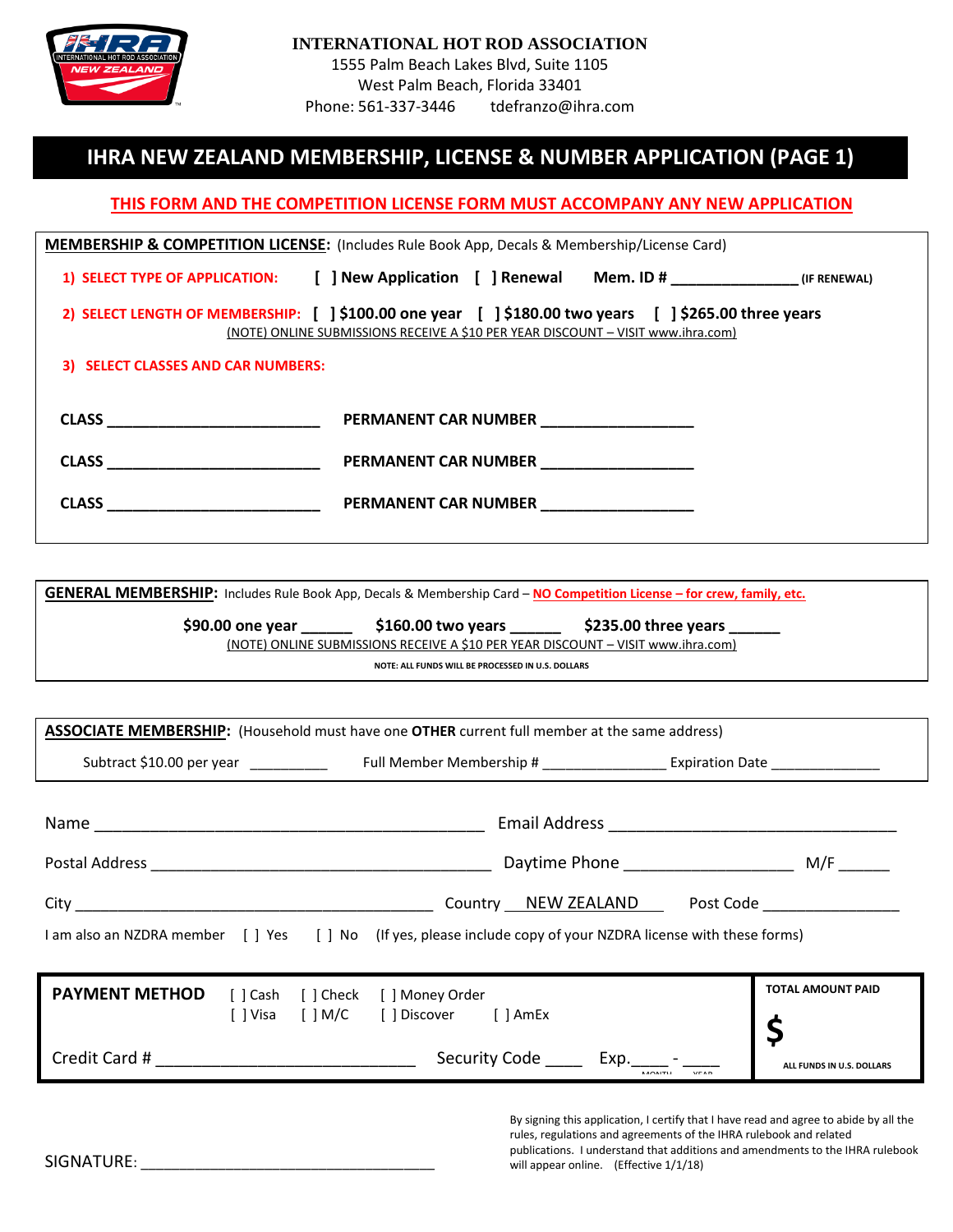**INTERNATIONAL HOT ROD ASSOCIATION**
1555 Palm Beach Lakes Blvd, Suite 1105
West Palm Beach, Florida 33401
Phone: 561-337-3446 tdefranzo@ihra.com

# IHRA NEW ZEALAND MEMBERSHIP, LICENSE & NUMBER APPLICATION (PAGE 1)

**THIS FORM AND THE COMPETITION LICENSE FORM MUST ACCOMPANY ANY NEW APPLICATION**

**MEMBERSHIP & COMPETITION LICENSE:** (Includes Rule Book App, Decals & Membership/License Card)

**1) SELECT TYPE OF APPLICATION:** [ ] New Application [ ] Renewal **Mem. ID #** _______________ (IF RENEWAL)

**2) SELECT LENGTH OF MEMBERSHIP:** [ ] $100.00 one year [ ] $180.00 two years [ ] $265.00 three years
(NOTE) ONLINE SUBMISSIONS RECEIVE A $10 PER YEAR DISCOUNT – VISIT www.ihra.com)

**3) SELECT CLASSES AND CAR NUMBERS:**

**CLASS** __________________________ **PERMANENT CAR NUMBER** ___________________

**CLASS** __________________________ **PERMANENT CAR NUMBER** ___________________

**CLASS** __________________________ **PERMANENT CAR NUMBER** ___________________

**GENERAL MEMBERSHIP:** Includes Rule Book App, Decals & Membership Card – NO Competition License – for crew, family, etc.

**$90.00 one year** ______ **$160.00 two years** ______ **$235.00 three years** ______
(NOTE) ONLINE SUBMISSIONS RECEIVE A $10 PER YEAR DISCOUNT – VISIT www.ihra.com)

NOTE: ALL FUNDS WILL BE PROCESSED IN U.S. DOLLARS

**ASSOCIATE MEMBERSHIP:** (Household must have one **OTHER** current full member at the same address)

Subtract $10.00 per year __________ Full Member Membership # ________________ Expiration Date ______________

Name ______________________________________________ Email Address __________________________________

Postal Address ________________________________________ Daytime Phone ___________________ M/F ______

City ___________________________________________ Country NEW ZEALAND Post Code ________________

I am also an NZDRA member [ ] Yes [ ] No (If yes, please include copy of your NZDRA license with these forms)

**PAYMENT METHOD** [ ] Cash [ ] Check [ ] Money Order
[ ] Visa [ ] M/C [ ] Discover [ ] AmEx

Credit Card # ______________________________ Security Code ____ Exp.____ - ____ (MONTH - YEAR)

**TOTAL AMOUNT PAID**
**$**
ALL FUNDS IN U.S. DOLLARS

SIGNATURE: ___________________________________

By signing this application, I certify that I have read and agree to abide by all the rules, regulations and agreements of the IHRA rulebook and related publications. I understand that additions and amendments to the IHRA rulebook will appear online. (Effective 1/1/18)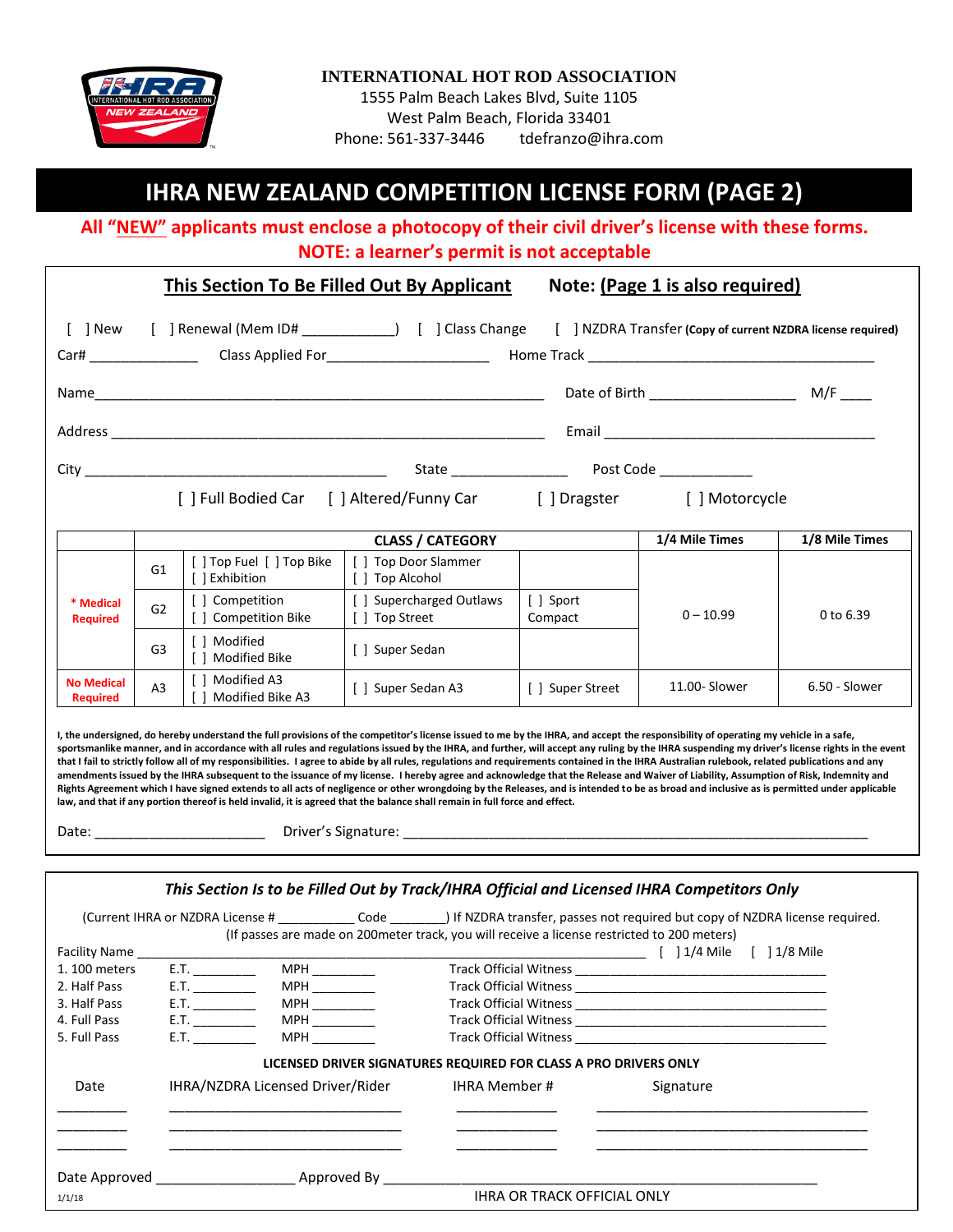**INTERNATIONAL HOT ROD ASSOCIATION**
1555 Palm Beach Lakes Blvd, Suite 1105
West Palm Beach, Florida 33401
Phone: 561-337-3446 tdefranzo@ihra.com

# IHRA NEW ZEALAND COMPETITION LICENSE FORM (PAGE 2)

**All "NEW" applicants must enclose a photocopy of their civil driver's license with these forms.**
**NOTE: a learner's permit is not acceptable**

## This Section To Be Filled Out By Applicant    Note: (Page 1 is also required)

[ ] New    [ ] Renewal (Mem ID# ____________)  [ ] Class Change   [ ] NZDRA Transfer **(Copy of current NZDRA license required)**

Car# ______________ Class Applied For_____________________ Home Track ______________________________________

Name__________________________________________________________ Date of Birth ___________________ M/F ____

Address ______________________________________________________ Email ___________________________________

City _______________________________________ State _______________ Post Code ____________

[ ] Full Bodied Car   [ ] Altered/Funny Car   [ ] Dragster   [ ] Motorcycle

| | | CLASS / CATEGORY | | | 1/4 Mile Times | 1/8 Mile Times |
|---|---|---|---|---|---|---|
| * Medical Required | G1 | [ ] Top Fuel [ ] Top Bike<br>[ ] Exhibition | [ ] Top Door Slammer<br>[ ] Top Alcohol | | 0 – 10.99 | 0 to 6.39 |
| | G2 | [ ] Competition<br>[ ] Competition Bike | [ ] Supercharged Outlaws<br>[ ] Top Street | [ ] Sport Compact | | |
| | G3 | [ ] Modified<br>[ ] Modified Bike | [ ] Super Sedan | | | |
| No Medical Required | A3 | [ ] Modified A3<br>[ ] Modified Bike A3 | [ ] Super Sedan A3 | [ ] Super Street | 11.00- Slower | 6.50 - Slower |

**I, the undersigned, do hereby understand the full provisions of the competitor's license issued to me by the IHRA, and accept the responsibility of operating my vehicle in a safe, sportsmanlike manner, and in accordance with all rules and regulations issued by the IHRA, and further, will accept any ruling by the IHRA suspending my driver's license rights in the event that I fail to strictly follow all of my responsibilities. I agree to abide by all rules, regulations and requirements contained in the IHRA Australian rulebook, related publications and any amendments issued by the IHRA subsequent to the issuance of my license. I hereby agree and acknowledge that the Release and Waiver of Liability, Assumption of Risk, Indemnity and Rights Agreement which I have signed extends to all acts of negligence or other wrongdoing by the Releases, and is intended to be as broad and inclusive as is permitted under applicable law, and that if any portion thereof is held invalid, it is agreed that the balance shall remain in full force and effect.**

Date: ______________________ Driver's Signature: ______________________________________________________________

## *This Section Is to be Filled Out by Track/IHRA Official and Licensed IHRA Competitors Only*

(Current IHRA or NZDRA License # ___________ Code ________) If NZDRA transfer, passes not required but copy of NZDRA license required.
(If passes are made on 200meter track, you will receive a license restricted to 200 meters)

Facility Name _______________________________________________________________ [ ] 1/4 Mile [ ] 1/8 Mile

1. 100 meters  E.T. _________  MPH _________  Track Official Witness ___________________________________
2. Half Pass  E.T. _________  MPH _________  Track Official Witness ___________________________________
3. Half Pass  E.T. _________  MPH _________  Track Official Witness ___________________________________
4. Full Pass  E.T. _________  MPH _________  Track Official Witness ___________________________________
5. Full Pass  E.T. _________  MPH _________  Track Official Witness ___________________________________

**LICENSED DRIVER SIGNATURES REQUIRED FOR CLASS A PRO DRIVERS ONLY**

| Date | IHRA/NZDRA Licensed Driver/Rider | IHRA Member # | Signature |
|---|---|---|---|
| _________ | ________________________________ | ______________ | _____________________________________ |
| _________ | ________________________________ | ______________ | _____________________________________ |
| _________ | ________________________________ | ______________ | _____________________________________ |

Date Approved __________________ Approved By ________________________________________________________

1/1/18    IHRA OR TRACK OFFICIAL ONLY